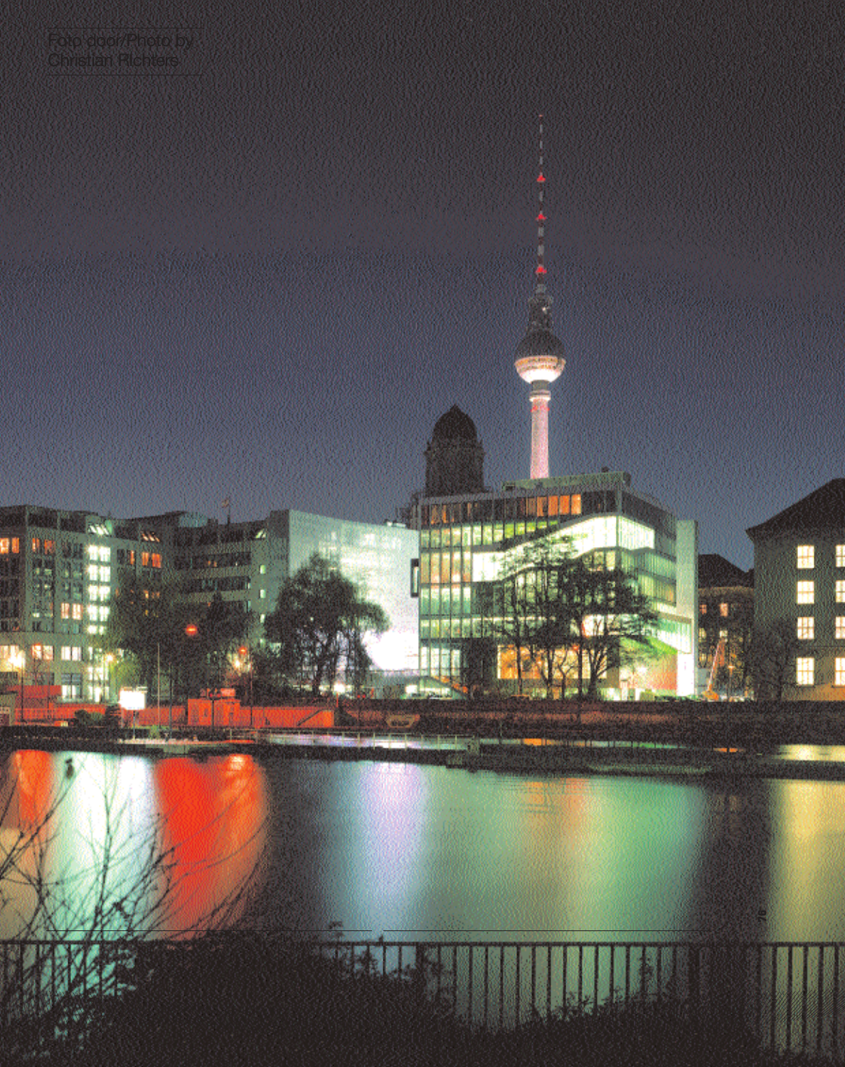Foto door/Photo by
Christian Richters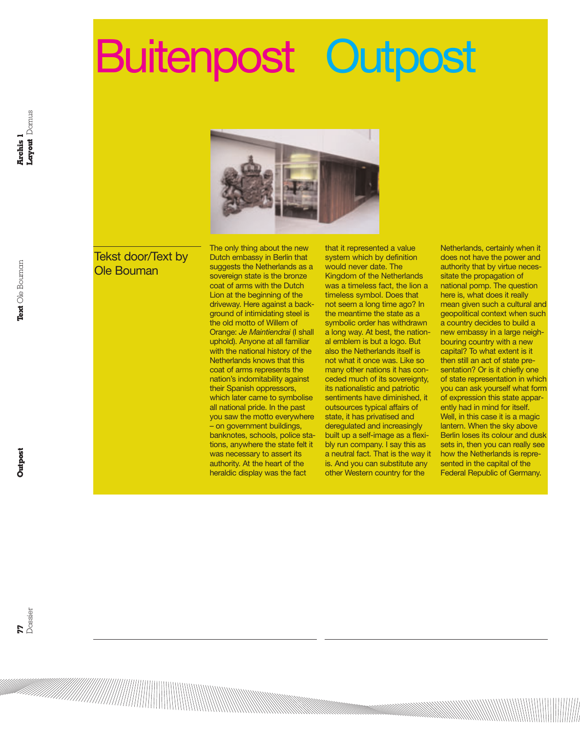# Buitenpost Outpost

Tekst door/Text by Ole Bouman

The only thing about the new Dutch embassy in Berlin that suggests the Netherlands as a sovereign state is the bronze coat of arms with the Dutch Lion at the beginning of the driveway. Here against a background of intimidating steel is the old motto of Willem of Orange: *Je Maintiendrai* (I shall uphold). Anyone at all familiar with the national history of the Netherlands knows that this coat of arms represents the nation's indomitability against their Spanish oppressors, which later came to symbolise all national pride. In the past you saw the motto everywhere – on government buildings, banknotes, schools, police stations, anywhere the state felt it was necessary to assert its authority. At the heart of the heraldic display was the fact that it represented a value system which by definition would never date. The Kingdom of the Netherlands was a timeless fact, the lion a timeless symbol. Does that not seem a long time ago? In the meantime the state as a symbolic order has withdrawn a long way. At best, the national emblem is but a logo. But also the Netherlands itself is not what it once was. Like so many other nations it has conceded much of its sovereignty, its nationalistic and patriotic sentiments have diminished, it outsources typical affairs of state, it has privatised and deregulated and increasingly built up a self-image as a flexibly run company. I say this as a neutral fact. That is the way it is. And you can substitute any other Western country for the Netherlands, certainly when it does not have the power and authority that by virtue necessitate the propagation of national pomp. The question here is, what does it really mean given such a cultural and geopolitical context when such a country decides to build a new embassy in a large neighbouring country with a new capital? To what extent is it then still an act of state presentation? Or is it chiefly one of state representation in which you can ask yourself what form of expression this state apparently had in mind for itself. Well, in this case it is a magic lantern. When the sky above Berlin loses its colour and dusk sets in, then you can really see how the Netherlands is represented in the capital of the Federal Republic of Germany.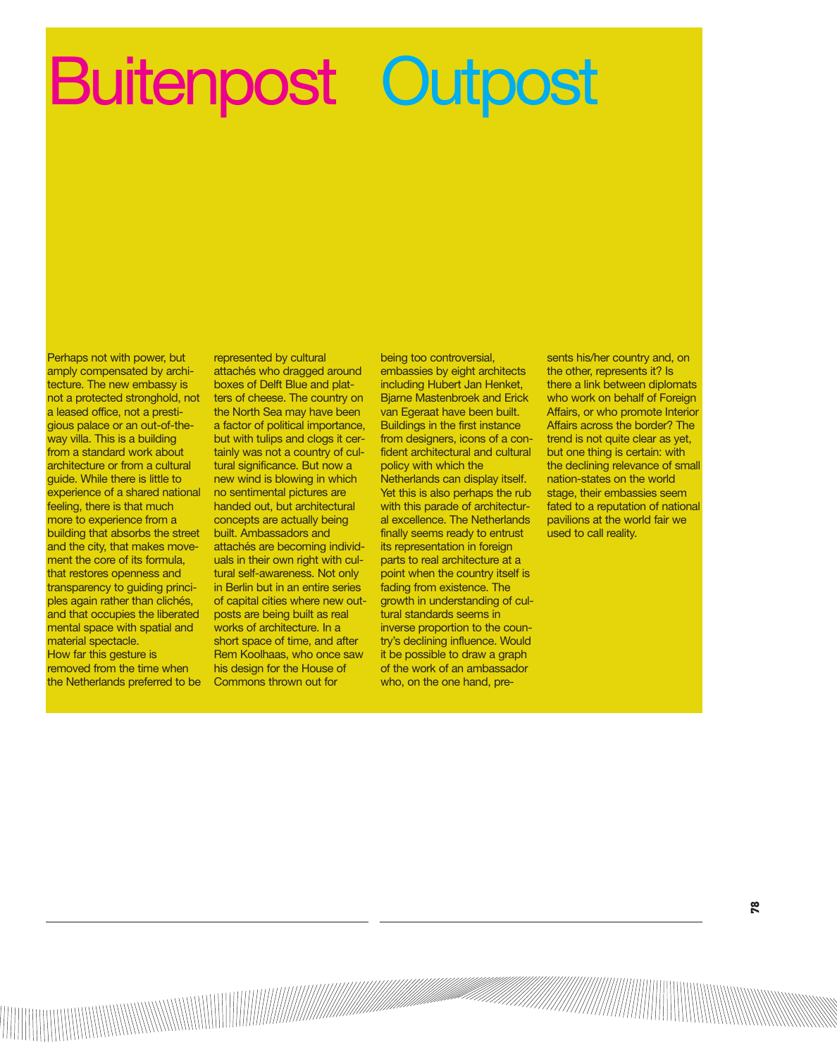# Buitenpost Outpost

Perhaps not with power, but amply compensated by architecture. The new embassy is not a protected stronghold, not a leased office, not a prestigious palace or an out-of-the-way villa. This is a building from a standard work about architecture or from a cultural guide. While there is little to experience of a shared national feeling, there is that much more to experience from a building that absorbs the street and the city, that makes movement the core of its formula, that restores openness and transparency to guiding principles again rather than clichés, and that occupies the liberated mental space with spatial and material spectacle.
How far this gesture is removed from the time when the Netherlands preferred to be represented by cultural attachés who dragged around boxes of Delft Blue and platters of cheese. The country on the North Sea may have been a factor of political importance, but with tulips and clogs it certainly was not a country of cultural significance. But now a new wind is blowing in which no sentimental pictures are handed out, but architectural concepts are actually being built. Ambassadors and attachés are becoming individuals in their own right with cultural self-awareness. Not only in Berlin but in an entire series of capital cities where new outposts are being built as real works of architecture. In a short space of time, and after Rem Koolhaas, who once saw his design for the House of Commons thrown out for being too controversial, embassies by eight architects including Hubert Jan Henket, Bjarne Mastenbroek and Erick van Egeraat have been built. Buildings in the first instance from designers, icons of a confident architectural and cultural policy with which the Netherlands can display itself. Yet this is also perhaps the rub with this parade of architectural excellence. The Netherlands finally seems ready to entrust its representation in foreign parts to real architecture at a point when the country itself is fading from existence. The growth in understanding of cultural standards seems in inverse proportion to the country's declining influence. Would it be possible to draw a graph of the work of an ambassador who, on the one hand, presents his/her country and, on the other, represents it? Is there a link between diplomats who work on behalf of Foreign Affairs, or who promote Interior Affairs across the border? The trend is not quite clear as yet, but one thing is certain: with the declining relevance of small nation-states on the world stage, their embassies seem fated to a reputation of national pavilions at the world fair we used to call reality.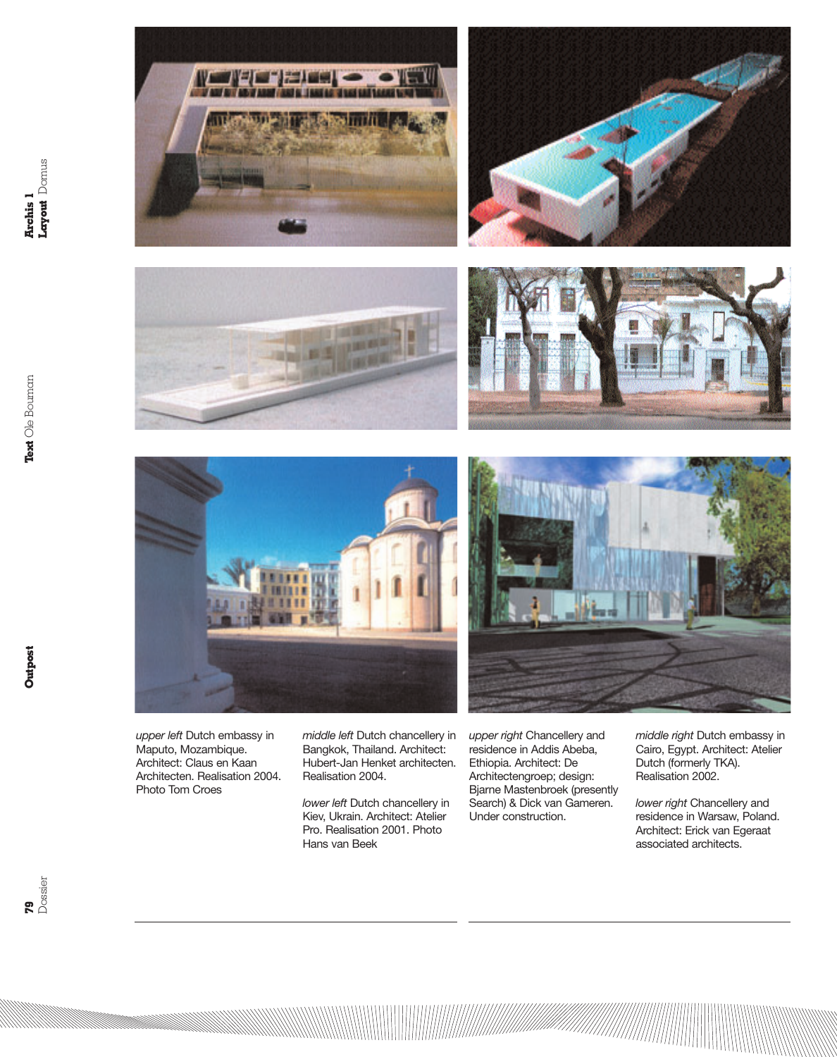*upper left* Dutch embassy in Maputo, Mozambique. Architect: Claus en Kaan Architecten. Realisation 2004. Photo Tom Croes

*middle left* Dutch chancellery in Bangkok, Thailand. Architect: Hubert-Jan Henket architecten. Realisation 2004.

*lower left* Dutch chancellery in Kiev, Ukrain. Architect: Atelier Pro. Realisation 2001. Photo Hans van Beek

*upper right* Chancellery and residence in Addis Abeba, Ethiopia. Architect: De Architectengroep; design: Bjarne Mastenbroek (presently Search) & Dick van Gameren. Under construction.

*middle right* Dutch embassy in Cairo, Egypt. Architect: Atelier Dutch (formerly TKA). Realisation 2002.

*lower right* Chancellery and residence in Warsaw, Poland. Architect: Erick van Egeraat associated architects.